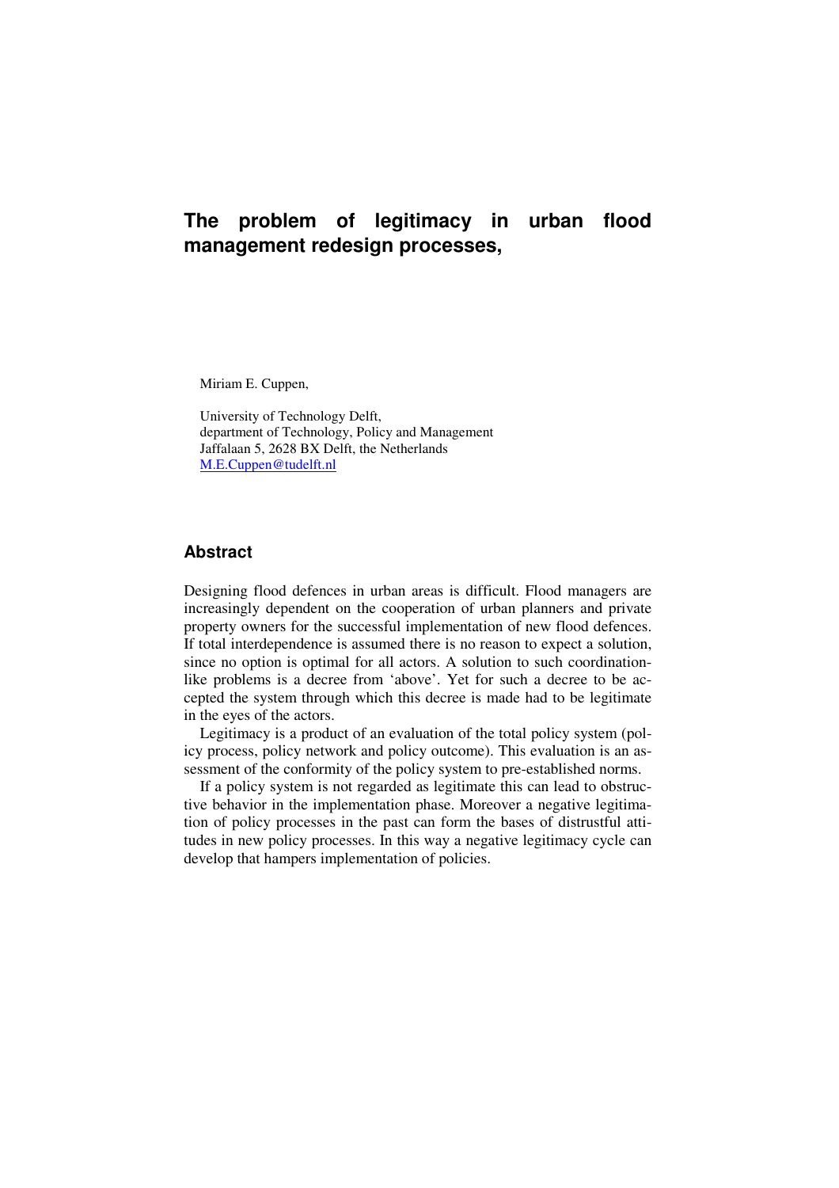# The problem of legitimacy in urban flood management redesign processes,

Miriam E. Cuppen,

University of Technology Delft,
department of Technology, Policy and Management
Jaffalaan 5, 2628 BX Delft, the Netherlands
M.E.Cuppen@tudelft.nl

## Abstract

Designing flood defences in urban areas is difficult. Flood managers are increasingly dependent on the cooperation of urban planners and private property owners for the successful implementation of new flood defences. If total interdependence is assumed there is no reason to expect a solution, since no option is optimal for all actors. A solution to such coordination-like problems is a decree from 'above'. Yet for such a decree to be accepted the system through which this decree is made had to be legitimate in the eyes of the actors.

Legitimacy is a product of an evaluation of the total policy system (policy process, policy network and policy outcome). This evaluation is an assessment of the conformity of the policy system to pre-established norms.

If a policy system is not regarded as legitimate this can lead to obstructive behavior in the implementation phase. Moreover a negative legitimation of policy processes in the past can form the bases of distrustful attitudes in new policy processes. In this way a negative legitimacy cycle can develop that hampers implementation of policies.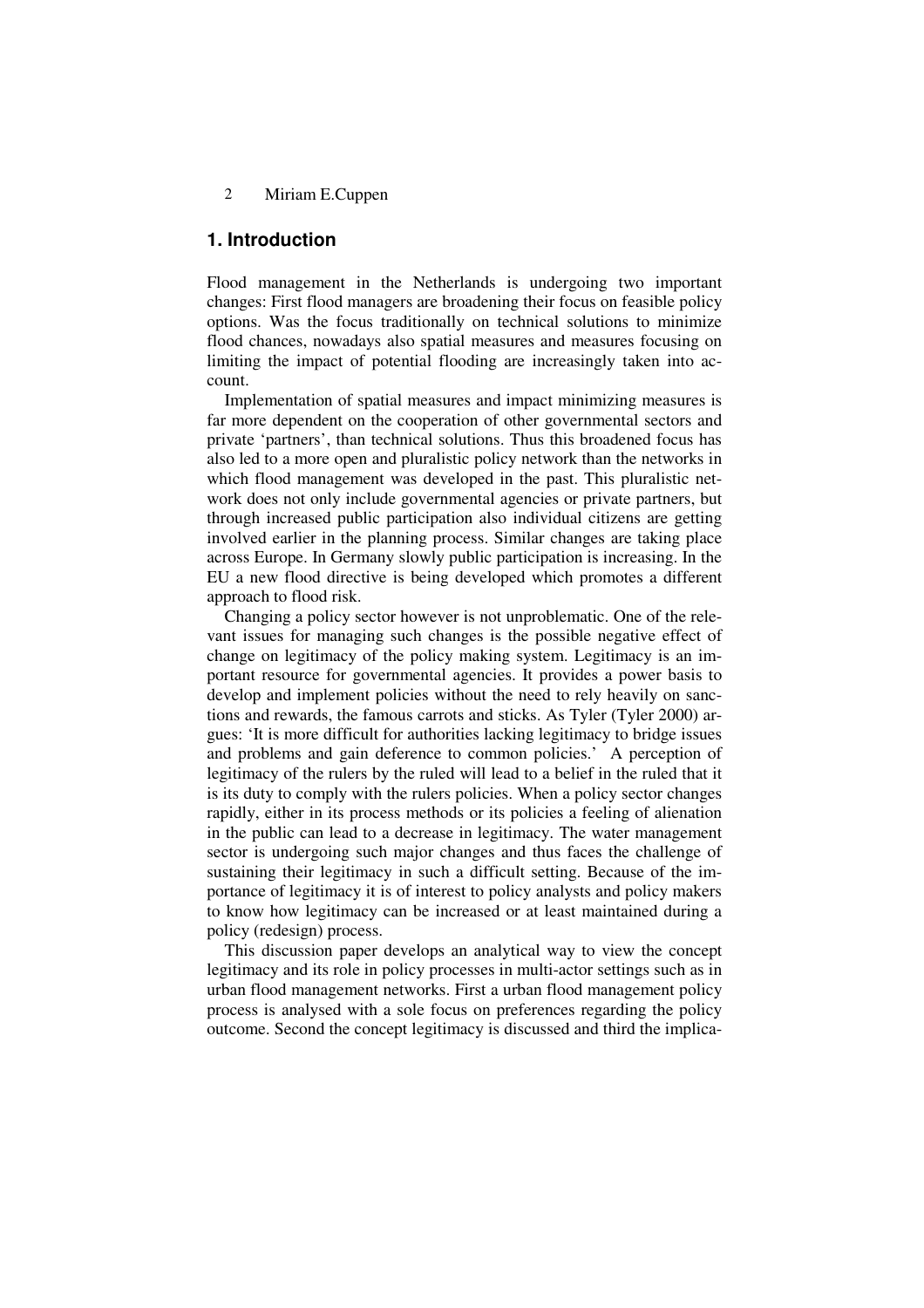## 1. Introduction

Flood management in the Netherlands is undergoing two important changes: First flood managers are broadening their focus on feasible policy options. Was the focus traditionally on technical solutions to minimize flood chances, nowadays also spatial measures and measures focusing on limiting the impact of potential flooding are increasingly taken into account.

Implementation of spatial measures and impact minimizing measures is far more dependent on the cooperation of other governmental sectors and private 'partners', than technical solutions. Thus this broadened focus has also led to a more open and pluralistic policy network than the networks in which flood management was developed in the past. This pluralistic network does not only include governmental agencies or private partners, but through increased public participation also individual citizens are getting involved earlier in the planning process. Similar changes are taking place across Europe. In Germany slowly public participation is increasing. In the EU a new flood directive is being developed which promotes a different approach to flood risk.

Changing a policy sector however is not unproblematic. One of the relevant issues for managing such changes is the possible negative effect of change on legitimacy of the policy making system. Legitimacy is an important resource for governmental agencies. It provides a power basis to develop and implement policies without the need to rely heavily on sanctions and rewards, the famous carrots and sticks. As Tyler (Tyler 2000) argues: 'It is more difficult for authorities lacking legitimacy to bridge issues and problems and gain deference to common policies.' A perception of legitimacy of the rulers by the ruled will lead to a belief in the ruled that it is its duty to comply with the rulers policies. When a policy sector changes rapidly, either in its process methods or its policies a feeling of alienation in the public can lead to a decrease in legitimacy. The water management sector is undergoing such major changes and thus faces the challenge of sustaining their legitimacy in such a difficult setting. Because of the importance of legitimacy it is of interest to policy analysts and policy makers to know how legitimacy can be increased or at least maintained during a policy (redesign) process.

This discussion paper develops an analytical way to view the concept legitimacy and its role in policy processes in multi-actor settings such as in urban flood management networks. First a urban flood management policy process is analysed with a sole focus on preferences regarding the policy outcome. Second the concept legitimacy is discussed and third the implica-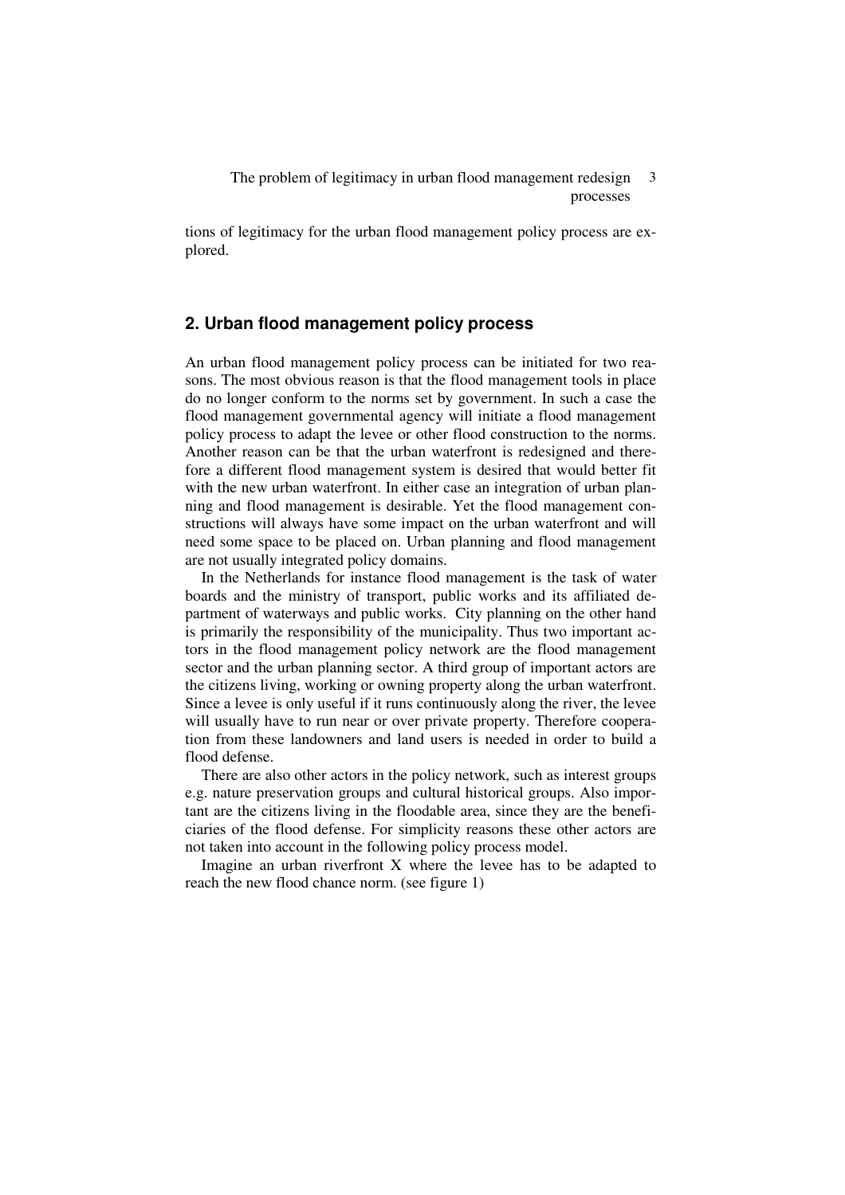tions of legitimacy for the urban flood management policy process are explored.

## 2. Urban flood management policy process

An urban flood management policy process can be initiated for two reasons. The most obvious reason is that the flood management tools in place do no longer conform to the norms set by government. In such a case the flood management governmental agency will initiate a flood management policy process to adapt the levee or other flood construction to the norms. Another reason can be that the urban waterfront is redesigned and therefore a different flood management system is desired that would better fit with the new urban waterfront. In either case an integration of urban planning and flood management is desirable. Yet the flood management constructions will always have some impact on the urban waterfront and will need some space to be placed on. Urban planning and flood management are not usually integrated policy domains.

In the Netherlands for instance flood management is the task of water boards and the ministry of transport, public works and its affiliated department of waterways and public works. City planning on the other hand is primarily the responsibility of the municipality. Thus two important actors in the flood management policy network are the flood management sector and the urban planning sector. A third group of important actors are the citizens living, working or owning property along the urban waterfront. Since a levee is only useful if it runs continuously along the river, the levee will usually have to run near or over private property. Therefore cooperation from these landowners and land users is needed in order to build a flood defense.

There are also other actors in the policy network, such as interest groups e.g. nature preservation groups and cultural historical groups. Also important are the citizens living in the floodable area, since they are the beneficiaries of the flood defense. For simplicity reasons these other actors are not taken into account in the following policy process model.

Imagine an urban riverfront X where the levee has to be adapted to reach the new flood chance norm. (see figure 1)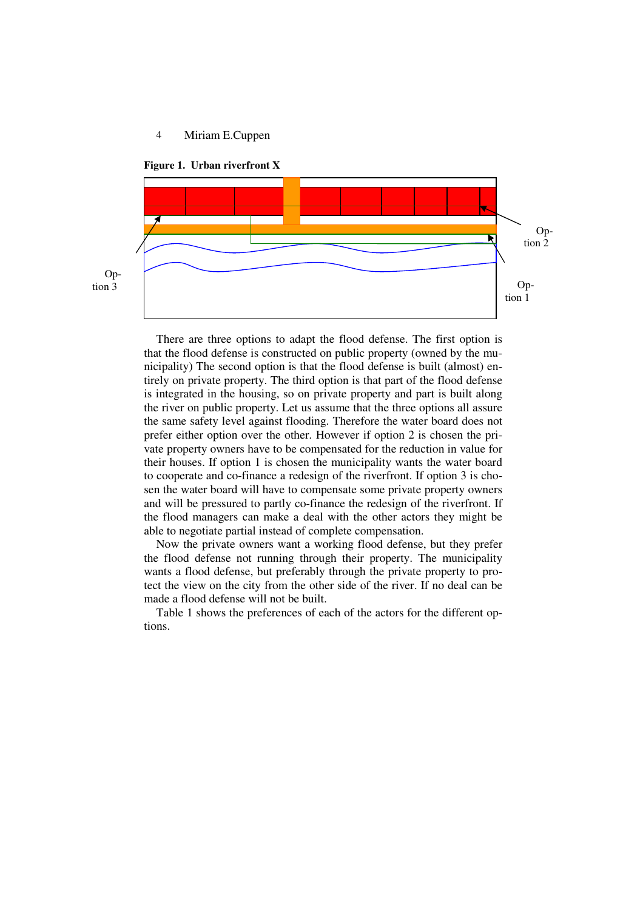**Figure 1. Urban riverfront X**

Op-
tion 2

Op-
tion 3

Op-
tion 1

There are three options to adapt the flood defense. The first option is that the flood defense is constructed on public property (owned by the municipality) The second option is that the flood defense is built (almost) entirely on private property. The third option is that part of the flood defense is integrated in the housing, so on private property and part is built along the river on public property. Let us assume that the three options all assure the same safety level against flooding. Therefore the water board does not prefer either option over the other. However if option 2 is chosen the private property owners have to be compensated for the reduction in value for their houses. If option 1 is chosen the municipality wants the water board to cooperate and co-finance a redesign of the riverfront. If option 3 is chosen the water board will have to compensate some private property owners and will be pressured to partly co-finance the redesign of the riverfront. If the flood managers can make a deal with the other actors they might be able to negotiate partial instead of complete compensation.

Now the private owners want a working flood defense, but they prefer the flood defense not running through their property. The municipality wants a flood defense, but preferably through the private property to protect the view on the city from the other side of the river. If no deal can be made a flood defense will not be built.

Table 1 shows the preferences of each of the actors for the different options.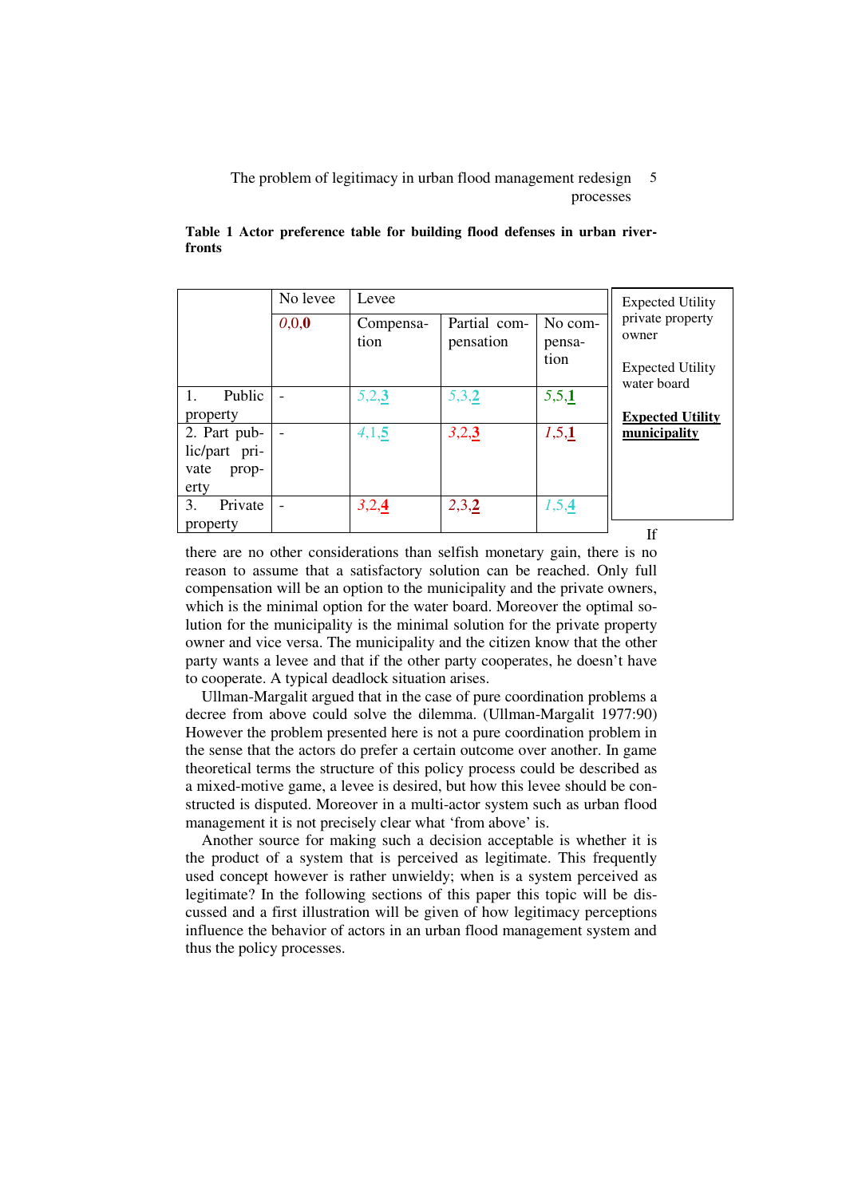**Table 1 Actor preference table for building flood defenses in urban riverfronts**

| | No levee | Levee | | |
|---|---|---|---|---|
| | *0*,0,**0** | Compensation | Partial compensation | No compensation |
| 1. Public property | - | *5*,2,**3** | *5*,3,**2** | *5*,5,**1** |
| 2. Part public/part private property | - | *4*,1,**5** | *3*,2,**3** | *1*,5,**1** |
| 3. Private property | - | *3*,2,**4** | *2*,3,**2** | *1*,5,**4** |

Expected Utility private property owner

Expected Utility water board

**Expected Utility municipality**

If there are no other considerations than selfish monetary gain, there is no reason to assume that a satisfactory solution can be reached. Only full compensation will be an option to the municipality and the private owners, which is the minimal option for the water board. Moreover the optimal solution for the municipality is the minimal solution for the private property owner and vice versa. The municipality and the citizen know that the other party wants a levee and that if the other party cooperates, he doesn't have to cooperate. A typical deadlock situation arises.

Ullman-Margalit argued that in the case of pure coordination problems a decree from above could solve the dilemma. (Ullman-Margalit 1977:90) However the problem presented here is not a pure coordination problem in the sense that the actors do prefer a certain outcome over another. In game theoretical terms the structure of this policy process could be described as a mixed-motive game, a levee is desired, but how this levee should be constructed is disputed. Moreover in a multi-actor system such as urban flood management it is not precisely clear what 'from above' is.

Another source for making such a decision acceptable is whether it is the product of a system that is perceived as legitimate. This frequently used concept however is rather unwieldy; when is a system perceived as legitimate? In the following sections of this paper this topic will be discussed and a first illustration will be given of how legitimacy perceptions influence the behavior of actors in an urban flood management system and thus the policy processes.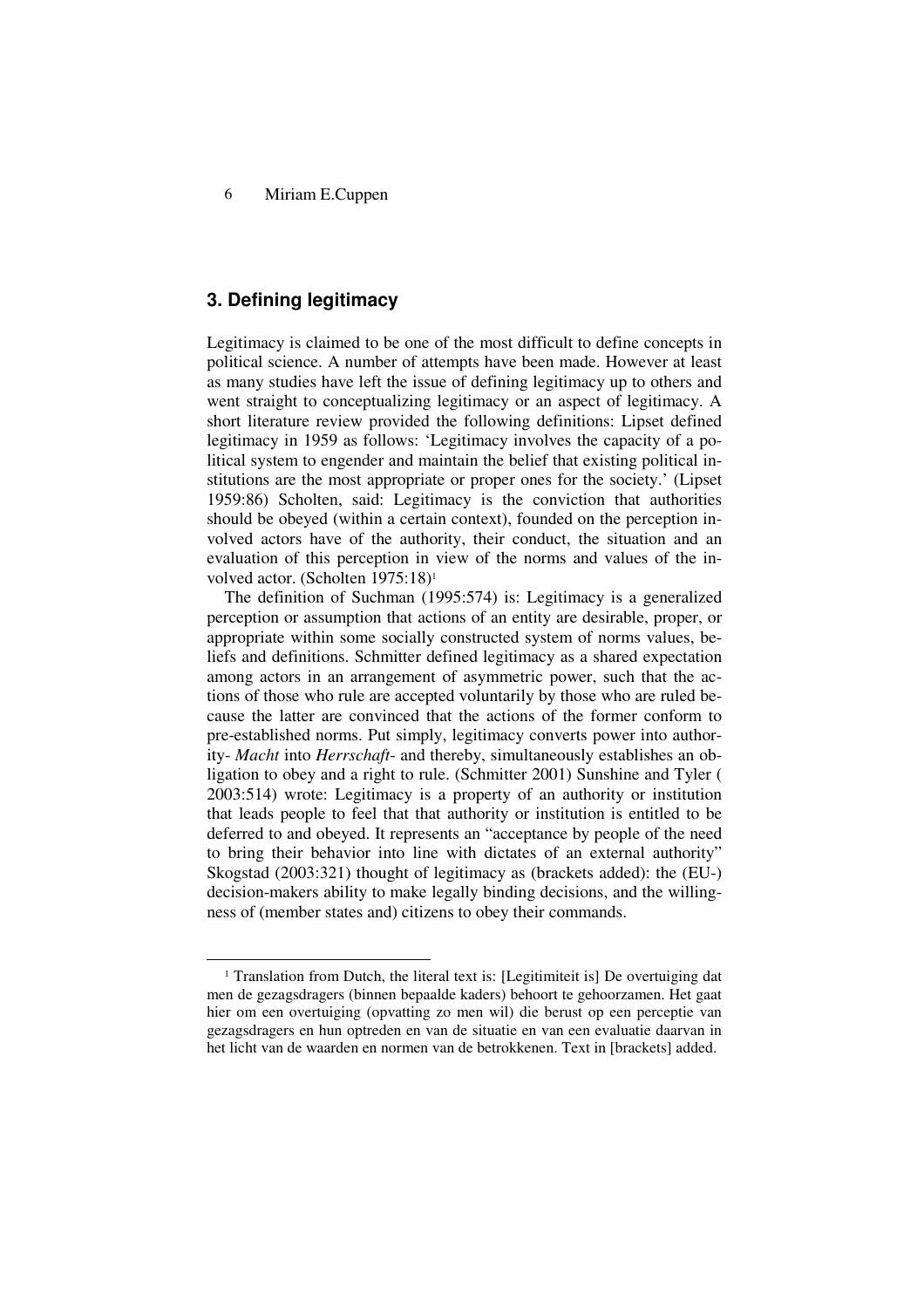## 3. Defining legitimacy

Legitimacy is claimed to be one of the most difficult to define concepts in political science. A number of attempts have been made. However at least as many studies have left the issue of defining legitimacy up to others and went straight to conceptualizing legitimacy or an aspect of legitimacy. A short literature review provided the following definitions: Lipset defined legitimacy in 1959 as follows: 'Legitimacy involves the capacity of a political system to engender and maintain the belief that existing political institutions are the most appropriate or proper ones for the society.' (Lipset 1959:86) Scholten, said: Legitimacy is the conviction that authorities should be obeyed (within a certain context), founded on the perception involved actors have of the authority, their conduct, the situation and an evaluation of this perception in view of the norms and values of the involved actor. (Scholten 1975:18)[1]

The definition of Suchman (1995:574) is: Legitimacy is a generalized perception or assumption that actions of an entity are desirable, proper, or appropriate within some socially constructed system of norms values, beliefs and definitions. Schmitter defined legitimacy as a shared expectation among actors in an arrangement of asymmetric power, such that the actions of those who rule are accepted voluntarily by those who are ruled because the latter are convinced that the actions of the former conform to pre-established norms. Put simply, legitimacy converts power into authority- *Macht* into *Herrschaft*- and thereby, simultaneously establishes an obligation to obey and a right to rule. (Schmitter 2001) Sunshine and Tyler ( 2003:514) wrote: Legitimacy is a property of an authority or institution that leads people to feel that that authority or institution is entitled to be deferred to and obeyed. It represents an "acceptance by people of the need to bring their behavior into line with dictates of an external authority" Skogstad (2003:321) thought of legitimacy as (brackets added): the (EU-) decision-makers ability to make legally binding decisions, and the willingness of (member states and) citizens to obey their commands.

---

[1] Translation from Dutch, the literal text is: [Legitimiteit is] De overtuiging dat men de gezagsdragers (binnen bepaalde kaders) behoort te gehoorzamen. Het gaat hier om een overtuiging (opvatting zo men wil) die berust op een perceptie van gezagsdragers en hun optreden en van de situatie en van een evaluatie daarvan in het licht van de waarden en normen van de betrokkenen. Text in [brackets] added.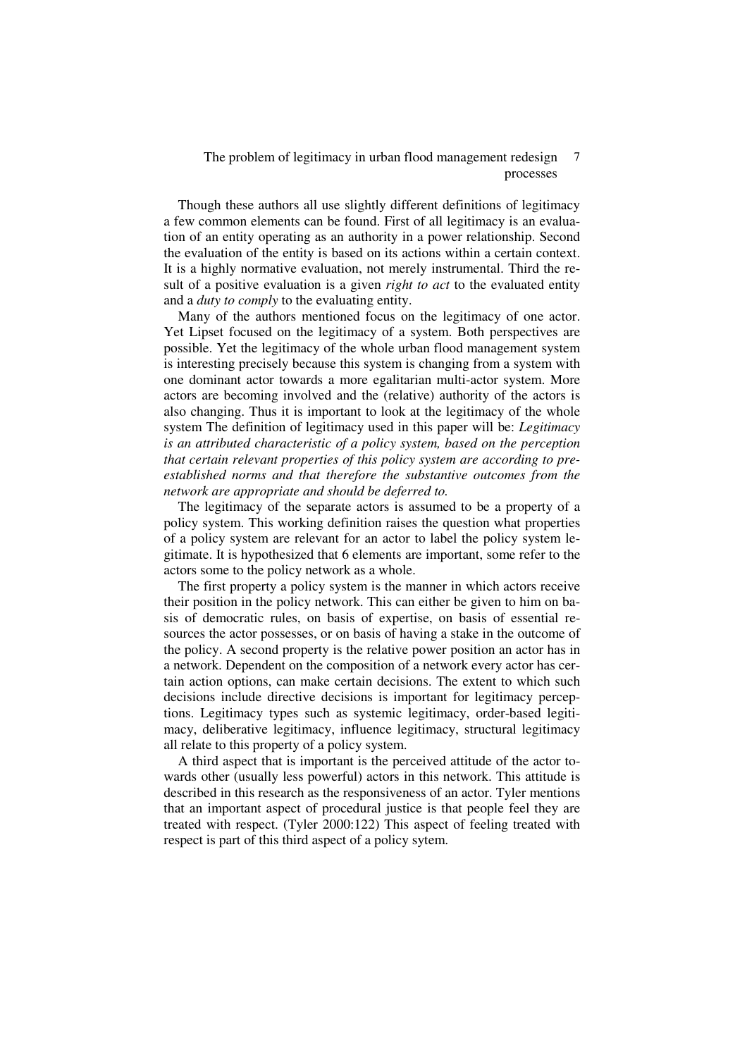Though these authors all use slightly different definitions of legitimacy a few common elements can be found. First of all legitimacy is an evaluation of an entity operating as an authority in a power relationship. Second the evaluation of the entity is based on its actions within a certain context. It is a highly normative evaluation, not merely instrumental. Third the result of a positive evaluation is a given *right to act* to the evaluated entity and a *duty to comply* to the evaluating entity.

Many of the authors mentioned focus on the legitimacy of one actor. Yet Lipset focused on the legitimacy of a system. Both perspectives are possible. Yet the legitimacy of the whole urban flood management system is interesting precisely because this system is changing from a system with one dominant actor towards a more egalitarian multi-actor system. More actors are becoming involved and the (relative) authority of the actors is also changing. Thus it is important to look at the legitimacy of the whole system The definition of legitimacy used in this paper will be: *Legitimacy is an attributed characteristic of a policy system, based on the perception that certain relevant properties of this policy system are according to pre-established norms and that therefore the substantive outcomes from the network are appropriate and should be deferred to.*

The legitimacy of the separate actors is assumed to be a property of a policy system. This working definition raises the question what properties of a policy system are relevant for an actor to label the policy system legitimate. It is hypothesized that 6 elements are important, some refer to the actors some to the policy network as a whole.

The first property a policy system is the manner in which actors receive their position in the policy network. This can either be given to him on basis of democratic rules, on basis of expertise, on basis of essential resources the actor possesses, or on basis of having a stake in the outcome of the policy. A second property is the relative power position an actor has in a network. Dependent on the composition of a network every actor has certain action options, can make certain decisions. The extent to which such decisions include directive decisions is important for legitimacy perceptions. Legitimacy types such as systemic legitimacy, order-based legitimacy, deliberative legitimacy, influence legitimacy, structural legitimacy all relate to this property of a policy system.

A third aspect that is important is the perceived attitude of the actor towards other (usually less powerful) actors in this network. This attitude is described in this research as the responsiveness of an actor. Tyler mentions that an important aspect of procedural justice is that people feel they are treated with respect. (Tyler 2000:122) This aspect of feeling treated with respect is part of this third aspect of a policy sytem.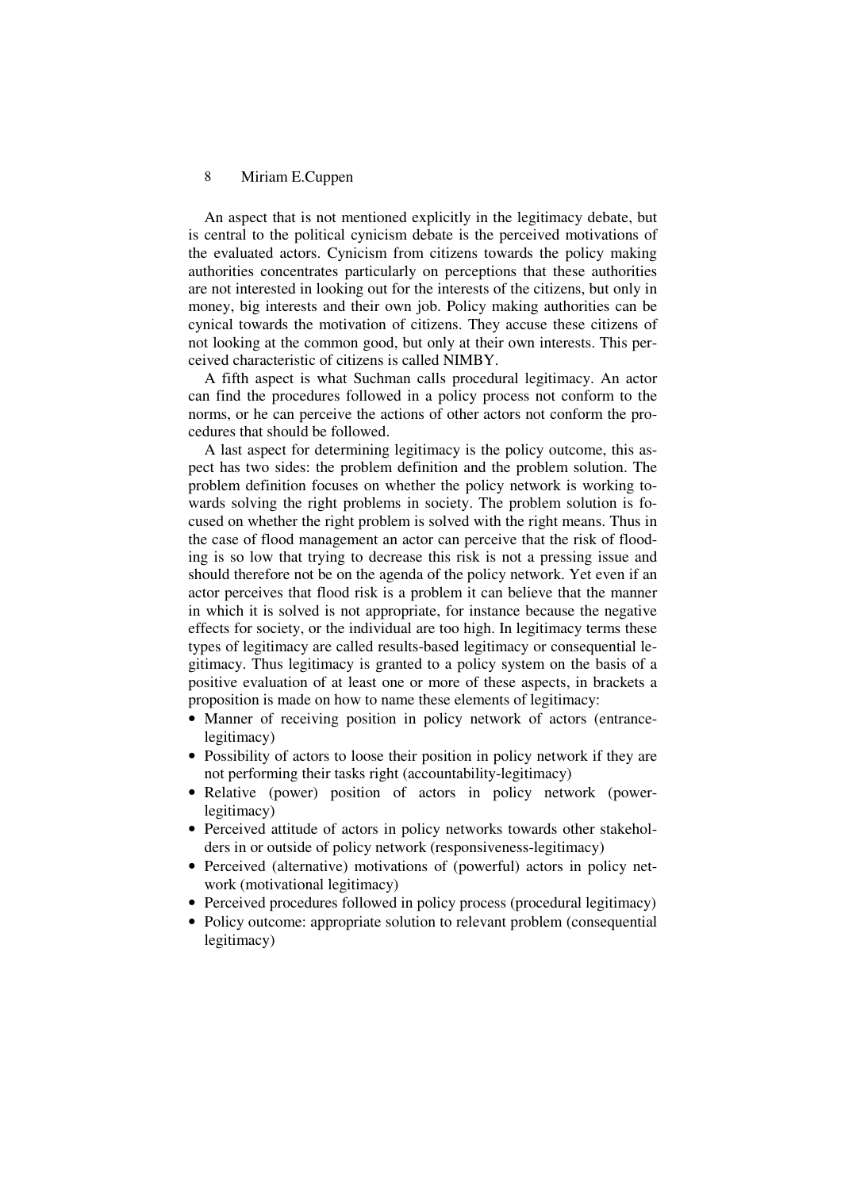An aspect that is not mentioned explicitly in the legitimacy debate, but is central to the political cynicism debate is the perceived motivations of the evaluated actors. Cynicism from citizens towards the policy making authorities concentrates particularly on perceptions that these authorities are not interested in looking out for the interests of the citizens, but only in money, big interests and their own job. Policy making authorities can be cynical towards the motivation of citizens. They accuse these citizens of not looking at the common good, but only at their own interests. This perceived characteristic of citizens is called NIMBY.

A fifth aspect is what Suchman calls procedural legitimacy. An actor can find the procedures followed in a policy process not conform to the norms, or he can perceive the actions of other actors not conform the procedures that should be followed.

A last aspect for determining legitimacy is the policy outcome, this aspect has two sides: the problem definition and the problem solution. The problem definition focuses on whether the policy network is working towards solving the right problems in society. The problem solution is focused on whether the right problem is solved with the right means. Thus in the case of flood management an actor can perceive that the risk of flooding is so low that trying to decrease this risk is not a pressing issue and should therefore not be on the agenda of the policy network. Yet even if an actor perceives that flood risk is a problem it can believe that the manner in which it is solved is not appropriate, for instance because the negative effects for society, or the individual are too high. In legitimacy terms these types of legitimacy are called results-based legitimacy or consequential legitimacy. Thus legitimacy is granted to a policy system on the basis of a positive evaluation of at least one or more of these aspects, in brackets a proposition is made on how to name these elements of legitimacy:

- Manner of receiving position in policy network of actors (entrance-legitimacy)
- Possibility of actors to loose their position in policy network if they are not performing their tasks right (accountability-legitimacy)
- Relative (power) position of actors in policy network (power-legitimacy)
- Perceived attitude of actors in policy networks towards other stakeholders in or outside of policy network (responsiveness-legitimacy)
- Perceived (alternative) motivations of (powerful) actors in policy network (motivational legitimacy)
- Perceived procedures followed in policy process (procedural legitimacy)
- Policy outcome: appropriate solution to relevant problem (consequential legitimacy)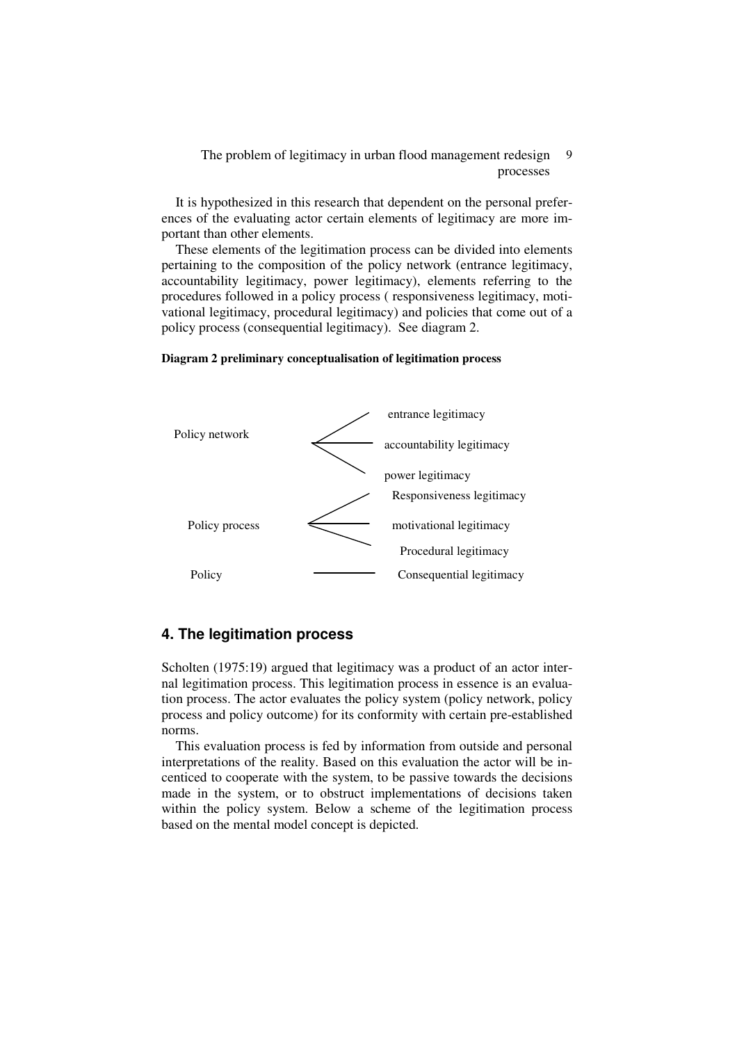It is hypothesized in this research that dependent on the personal preferences of the evaluating actor certain elements of legitimacy are more important than other elements.

These elements of the legitimation process can be divided into elements pertaining to the composition of the policy network (entrance legitimacy, accountability legitimacy, power legitimacy), elements referring to the procedures followed in a policy process ( responsiveness legitimacy, motivational legitimacy, procedural legitimacy) and policies that come out of a policy process (consequential legitimacy). See diagram 2.

**Diagram 2 preliminary conceptualisation of legitimation process**

| | |
|---|---|
| Policy network | entrance legitimacy |
| | accountability legitimacy |
| | power legitimacy |
| Policy process | Responsiveness legitimacy |
| | motivational legitimacy |
| | Procedural legitimacy |
| Policy | Consequential legitimacy |

## 4. The legitimation process

Scholten (1975:19) argued that legitimacy was a product of an actor internal legitimation process. This legitimation process in essence is an evaluation process. The actor evaluates the policy system (policy network, policy process and policy outcome) for its conformity with certain pre-established norms.

This evaluation process is fed by information from outside and personal interpretations of the reality. Based on this evaluation the actor will be incenticed to cooperate with the system, to be passive towards the decisions made in the system, or to obstruct implementations of decisions taken within the policy system. Below a scheme of the legitimation process based on the mental model concept is depicted.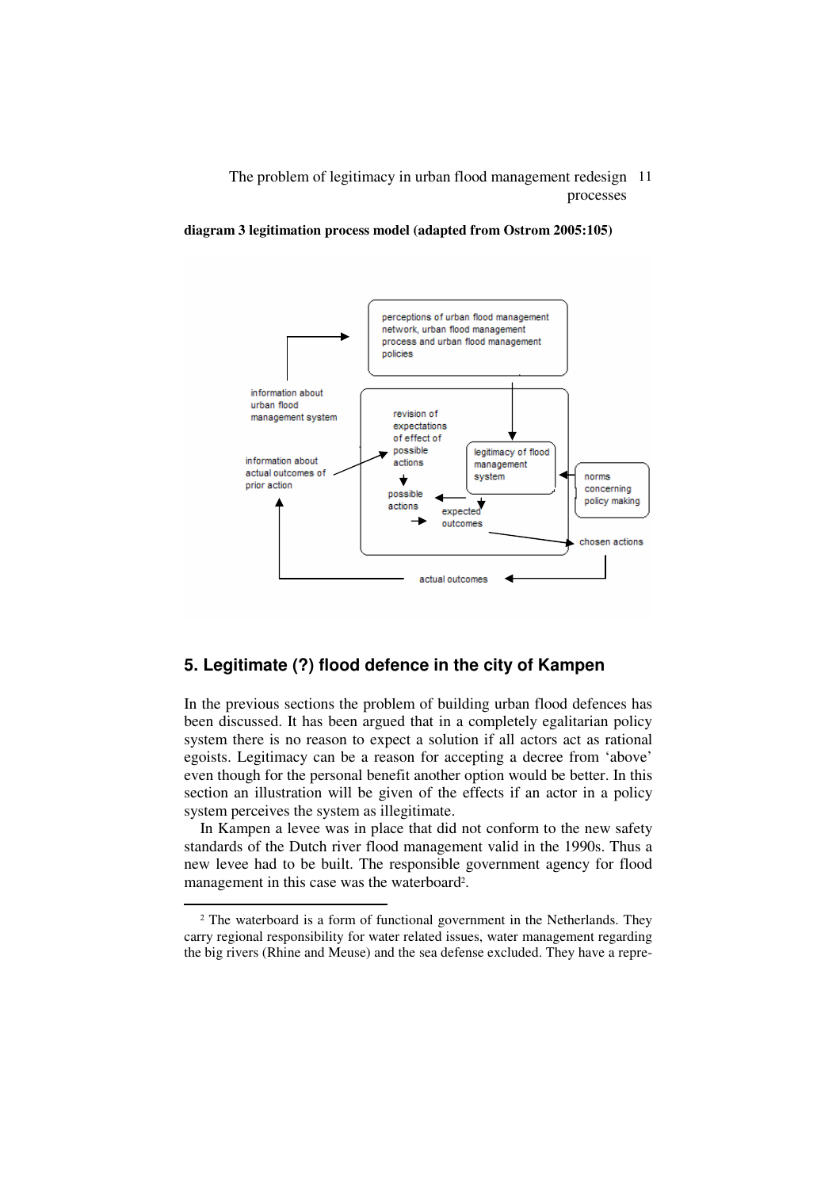**diagram 3 legitimation process model (adapted from Ostrom 2005:105)**

perceptions of urban flood management network, urban flood management process and urban flood management policies

information about urban flood management system

revision of expectations of effect of possible actions

information about actual outcomes of prior action

legitimacy of flood management system

norms concerning policy making

possible actions

expected outcomes

chosen actions

actual outcomes

## 5. Legitimate (?) flood defence in the city of Kampen

In the previous sections the problem of building urban flood defences has been discussed. It has been argued that in a completely egalitarian policy system there is no reason to expect a solution if all actors act as rational egoists. Legitimacy can be a reason for accepting a decree from 'above' even though for the personal benefit another option would be better. In this section an illustration will be given of the effects if an actor in a policy system perceives the system as illegitimate.

In Kampen a levee was in place that did not conform to the new safety standards of the Dutch river flood management valid in the 1990s. Thus a new levee had to be built. The responsible government agency for flood management in this case was the waterboard[2].

[2] The waterboard is a form of functional government in the Netherlands. They carry regional responsibility for water related issues, water management regarding the big rivers (Rhine and Meuse) and the sea defense excluded. They have a repre-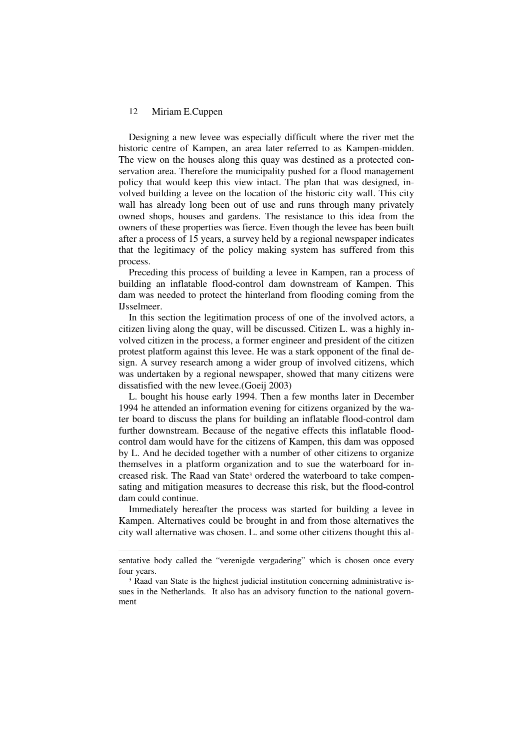Designing a new levee was especially difficult where the river met the historic centre of Kampen, an area later referred to as Kampen-midden. The view on the houses along this quay was destined as a protected conservation area. Therefore the municipality pushed for a flood management policy that would keep this view intact. The plan that was designed, involved building a levee on the location of the historic city wall. This city wall has already long been out of use and runs through many privately owned shops, houses and gardens. The resistance to this idea from the owners of these properties was fierce. Even though the levee has been built after a process of 15 years, a survey held by a regional newspaper indicates that the legitimacy of the policy making system has suffered from this process.

Preceding this process of building a levee in Kampen, ran a process of building an inflatable flood-control dam downstream of Kampen. This dam was needed to protect the hinterland from flooding coming from the IJsselmeer.

In this section the legitimation process of one of the involved actors, a citizen living along the quay, will be discussed. Citizen L. was a highly involved citizen in the process, a former engineer and president of the citizen protest platform against this levee. He was a stark opponent of the final design. A survey research among a wider group of involved citizens, which was undertaken by a regional newspaper, showed that many citizens were dissatisfied with the new levee.(Goeij 2003)

L. bought his house early 1994. Then a few months later in December 1994 he attended an information evening for citizens organized by the water board to discuss the plans for building an inflatable flood-control dam further downstream. Because of the negative effects this inflatable flood-control dam would have for the citizens of Kampen, this dam was opposed by L. And he decided together with a number of other citizens to organize themselves in a platform organization and to sue the waterboard for increased risk. The Raad van State[3] ordered the waterboard to take compensating and mitigation measures to decrease this risk, but the flood-control dam could continue.

Immediately hereafter the process was started for building a levee in Kampen. Alternatives could be brought in and from those alternatives the city wall alternative was chosen. L. and some other citizens thought this al-

---

sentative body called the "verenigde vergadering" which is chosen once every four years.

[3] Raad van State is the highest judicial institution concerning administrative issues in the Netherlands. It also has an advisory function to the national government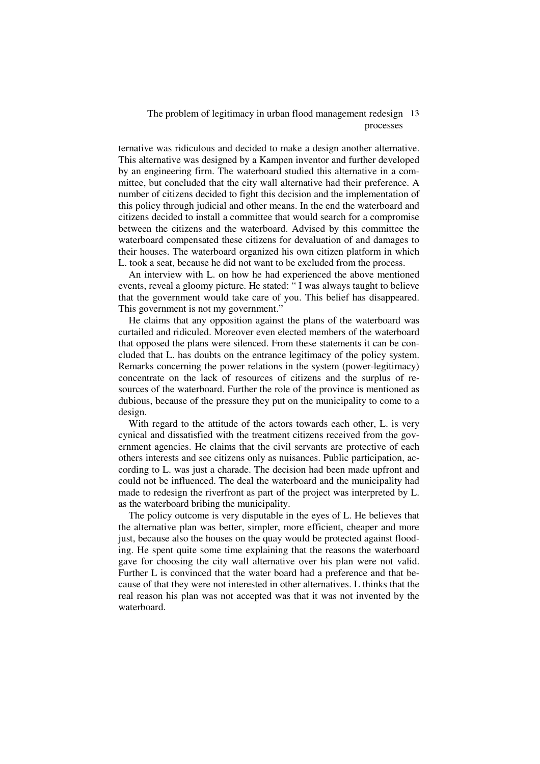ternative was ridiculous and decided to make a design another alternative. This alternative was designed by a Kampen inventor and further developed by an engineering firm. The waterboard studied this alternative in a committee, but concluded that the city wall alternative had their preference. A number of citizens decided to fight this decision and the implementation of this policy through judicial and other means. In the end the waterboard and citizens decided to install a committee that would search for a compromise between the citizens and the waterboard. Advised by this committee the waterboard compensated these citizens for devaluation of and damages to their houses. The waterboard organized his own citizen platform in which L. took a seat, because he did not want to be excluded from the process.

An interview with L. on how he had experienced the above mentioned events, reveal a gloomy picture. He stated: " I was always taught to believe that the government would take care of you. This belief has disappeared. This government is not my government."

He claims that any opposition against the plans of the waterboard was curtailed and ridiculed. Moreover even elected members of the waterboard that opposed the plans were silenced. From these statements it can be concluded that L. has doubts on the entrance legitimacy of the policy system. Remarks concerning the power relations in the system (power-legitimacy) concentrate on the lack of resources of citizens and the surplus of resources of the waterboard. Further the role of the province is mentioned as dubious, because of the pressure they put on the municipality to come to a design.

With regard to the attitude of the actors towards each other, L. is very cynical and dissatisfied with the treatment citizens received from the government agencies. He claims that the civil servants are protective of each others interests and see citizens only as nuisances. Public participation, according to L. was just a charade. The decision had been made upfront and could not be influenced. The deal the waterboard and the municipality had made to redesign the riverfront as part of the project was interpreted by L. as the waterboard bribing the municipality.

The policy outcome is very disputable in the eyes of L. He believes that the alternative plan was better, simpler, more efficient, cheaper and more just, because also the houses on the quay would be protected against flooding. He spent quite some time explaining that the reasons the waterboard gave for choosing the city wall alternative over his plan were not valid. Further L is convinced that the water board had a preference and that because of that they were not interested in other alternatives. L thinks that the real reason his plan was not accepted was that it was not invented by the waterboard.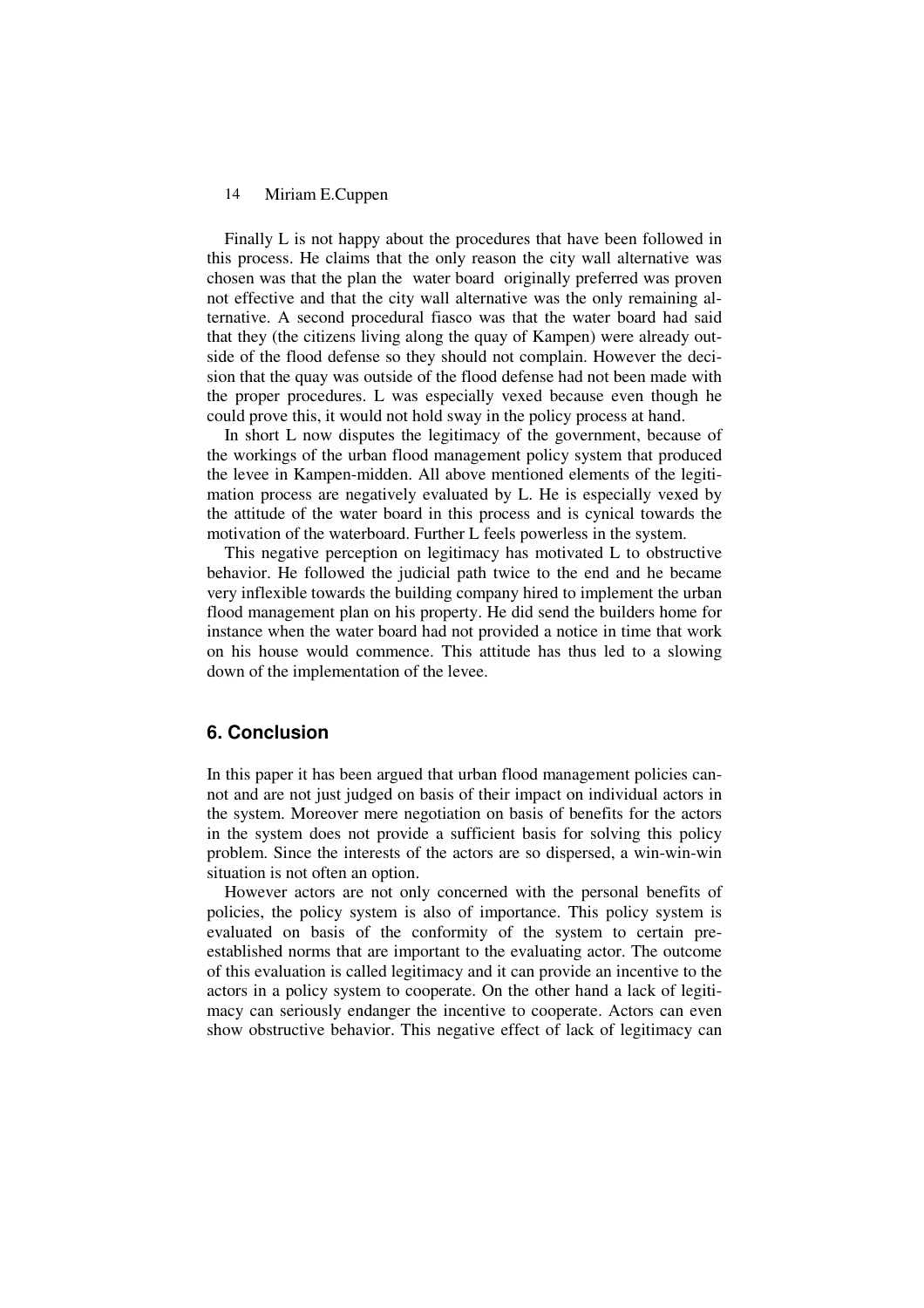Finally L is not happy about the procedures that have been followed in this process. He claims that the only reason the city wall alternative was chosen was that the plan the water board originally preferred was proven not effective and that the city wall alternative was the only remaining alternative. A second procedural fiasco was that the water board had said that they (the citizens living along the quay of Kampen) were already outside of the flood defense so they should not complain. However the decision that the quay was outside of the flood defense had not been made with the proper procedures. L was especially vexed because even though he could prove this, it would not hold sway in the policy process at hand.

In short L now disputes the legitimacy of the government, because of the workings of the urban flood management policy system that produced the levee in Kampen-midden. All above mentioned elements of the legitimation process are negatively evaluated by L. He is especially vexed by the attitude of the water board in this process and is cynical towards the motivation of the waterboard. Further L feels powerless in the system.

This negative perception on legitimacy has motivated L to obstructive behavior. He followed the judicial path twice to the end and he became very inflexible towards the building company hired to implement the urban flood management plan on his property. He did send the builders home for instance when the water board had not provided a notice in time that work on his house would commence. This attitude has thus led to a slowing down of the implementation of the levee.

## 6. Conclusion

In this paper it has been argued that urban flood management policies cannot and are not just judged on basis of their impact on individual actors in the system. Moreover mere negotiation on basis of benefits for the actors in the system does not provide a sufficient basis for solving this policy problem. Since the interests of the actors are so dispersed, a win-win-win situation is not often an option.

However actors are not only concerned with the personal benefits of policies, the policy system is also of importance. This policy system is evaluated on basis of the conformity of the system to certain pre-established norms that are important to the evaluating actor. The outcome of this evaluation is called legitimacy and it can provide an incentive to the actors in a policy system to cooperate. On the other hand a lack of legitimacy can seriously endanger the incentive to cooperate. Actors can even show obstructive behavior. This negative effect of lack of legitimacy can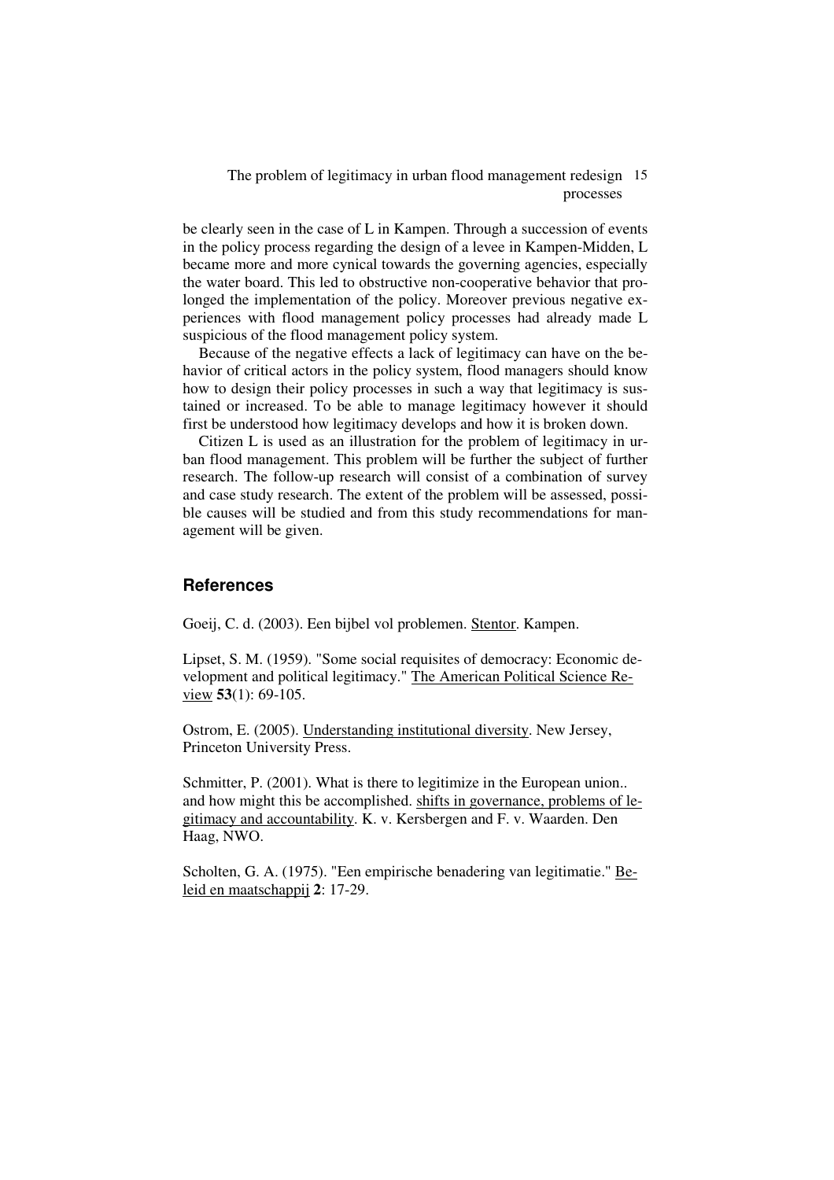be clearly seen in the case of L in Kampen. Through a succession of events in the policy process regarding the design of a levee in Kampen-Midden, L became more and more cynical towards the governing agencies, especially the water board. This led to obstructive non-cooperative behavior that prolonged the implementation of the policy. Moreover previous negative experiences with flood management policy processes had already made L suspicious of the flood management policy system.

Because of the negative effects a lack of legitimacy can have on the behavior of critical actors in the policy system, flood managers should know how to design their policy processes in such a way that legitimacy is sustained or increased. To be able to manage legitimacy however it should first be understood how legitimacy develops and how it is broken down.

Citizen L is used as an illustration for the problem of legitimacy in urban flood management. This problem will be further the subject of further research. The follow-up research will consist of a combination of survey and case study research. The extent of the problem will be assessed, possible causes will be studied and from this study recommendations for management will be given.

## References

Goeij, C. d. (2003). Een bijbel vol problemen. Stentor. Kampen.

Lipset, S. M. (1959). "Some social requisites of democracy: Economic development and political legitimacy." The American Political Science Review **53**(1): 69-105.

Ostrom, E. (2005). Understanding institutional diversity. New Jersey, Princeton University Press.

Schmitter, P. (2001). What is there to legitimize in the European union.. and how might this be accomplished. shifts in governance, problems of legitimacy and accountability. K. v. Kersbergen and F. v. Waarden. Den Haag, NWO.

Scholten, G. A. (1975). "Een empirische benadering van legitimatie." Beleid en maatschappij **2**: 17-29.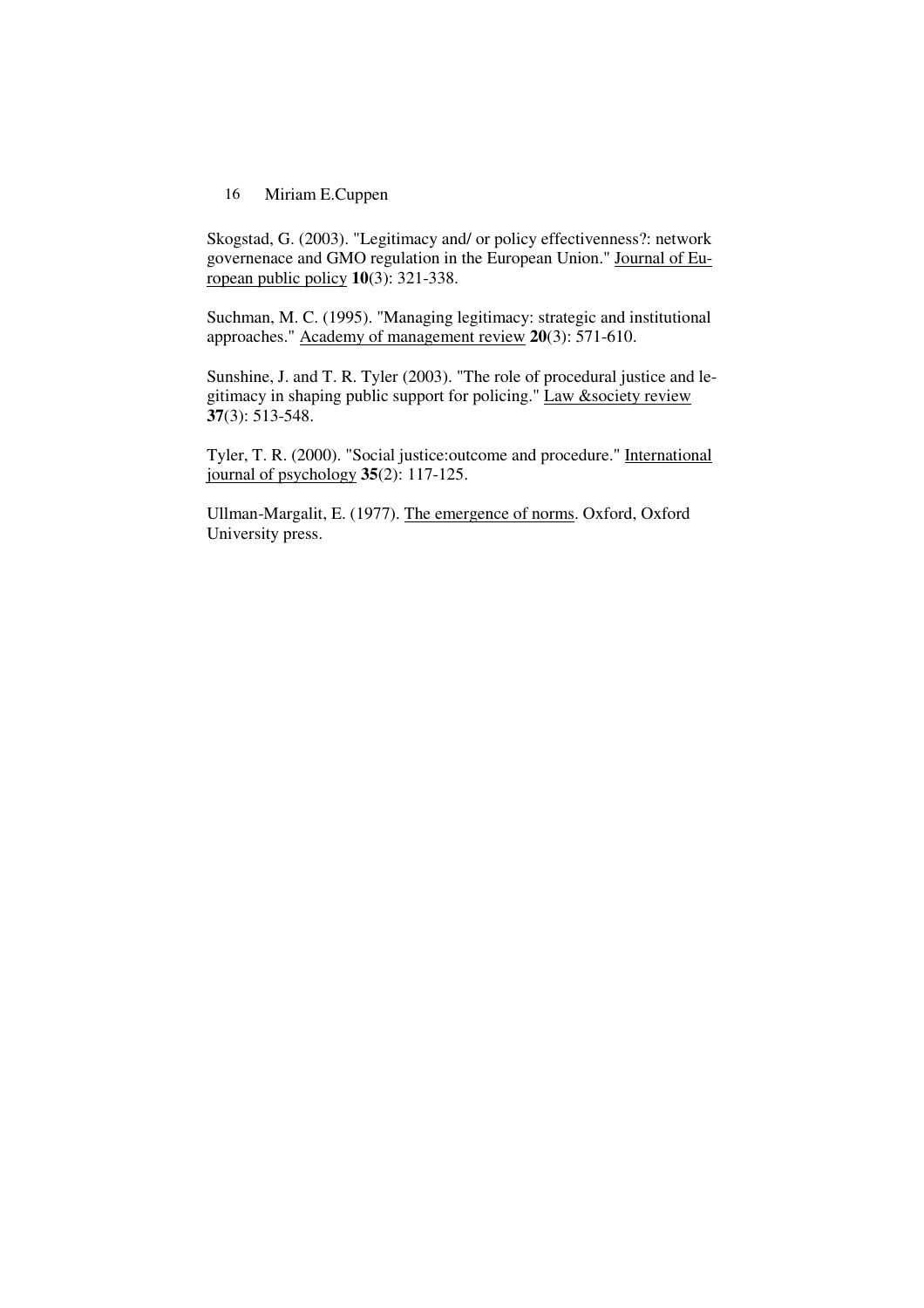Skogstad, G. (2003). "Legitimacy and/ or policy effectivenness?: network governenace and GMO regulation in the European Union." Journal of European public policy **10**(3): 321-338.

Suchman, M. C. (1995). "Managing legitimacy: strategic and institutional approaches." Academy of management review **20**(3): 571-610.

Sunshine, J. and T. R. Tyler (2003). "The role of procedural justice and legitimacy in shaping public support for policing." Law &society review **37**(3): 513-548.

Tyler, T. R. (2000). "Social justice:outcome and procedure." International journal of psychology **35**(2): 117-125.

Ullman-Margalit, E. (1977). The emergence of norms. Oxford, Oxford University press.